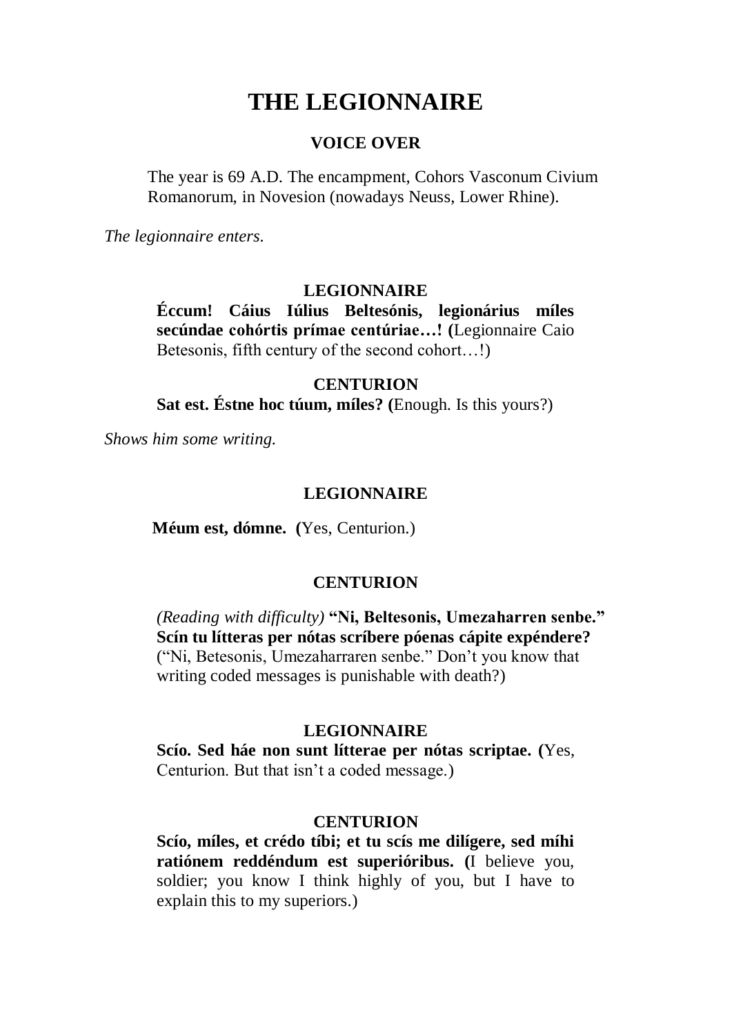# THE LEGIONNAIRE

**VOICE OVER**

The year is 69 A.D. The encampment, Cohors Vasconum Civium Romanorum, in Novesion (nowadays Neuss, Lower Rhine).

*The legionnaire enters.*

**LEGIONNAIRE**

**Éccum! Cáius Iúlius Beltesónis, legionárius míles secúndae cohórtis prímae centúriae…! (**Legionnaire Caio Betesonis, fifth century of the second cohort…!)

**CENTURION**

**Sat est. Éstne hoc túum, míles? (**Enough. Is this yours?)

*Shows him some writing.*

**LEGIONNAIRE**

**Méum est, dómne. (**Yes, Centurion.)

**CENTURION**

*(Reading with difficulty)* **"Ni, Beltesonis, Umezaharren senbe." Scín tu lítteras per nótas scríbere póenas cápite expéndere?** ("Ni, Betesonis, Umezaharraren senbe." Don't you know that writing coded messages is punishable with death?)

**LEGIONNAIRE**

**Scío. Sed háe non sunt lítterae per nótas scriptae. (**Yes, Centurion. But that isn't a coded message.)

**CENTURION**

**Scío, míles, et crédo tíbi; et tu scís me dilígere, sed míhi ratiónem reddéndum est superióribus. (**I believe you, soldier; you know I think highly of you, but I have to explain this to my superiors.)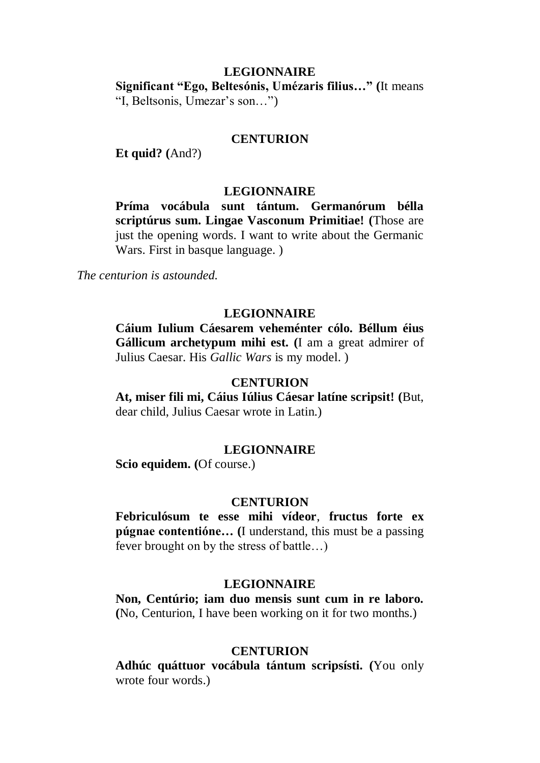**LEGIONNAIRE**

**Significant "Ego, Beltesónis, Umézaris filius…" (**It means "I, Beltsonis, Umezar's son…")

**CENTURION**

**Et quid? (**And?)

**LEGIONNAIRE**

**Príma vocábula sunt tántum. Germanórum béllla scriptúrus sum. Lingae Vasconum Primitiae! (**Those are just the opening words. I want to write about the Germanic Wars. First in basque language. )

*The centurion is astounded.*

**LEGIONNAIRE**

**Cáium Iulium Cáesarem veheménter cólo. Béllum éius Gállicum archetypum mihi est. (**I am a great admirer of Julius Caesar. His *Gallic Wars* is my model. )

**CENTURION**

**At, miser fili mi, Cáius Iúlius Cáesar latíne scripsit! (**But, dear child, Julius Caesar wrote in Latin.)

**LEGIONNAIRE**

**Scio equidem. (**Of course.)

**CENTURION**

**Febriculósum te esse mihi vídeor**, **fructus forte ex púgnae contentióne… (**I understand, this must be a passing fever brought on by the stress of battle…)

**LEGIONNAIRE**

**Non, Centúrio; iam duo mensis sunt cum in re laboro. (**No, Centurion, I have been working on it for two months.)

**CENTURION**

**Adhúc quáttuor vocábula tántum scripsísti. (**You only wrote four words.)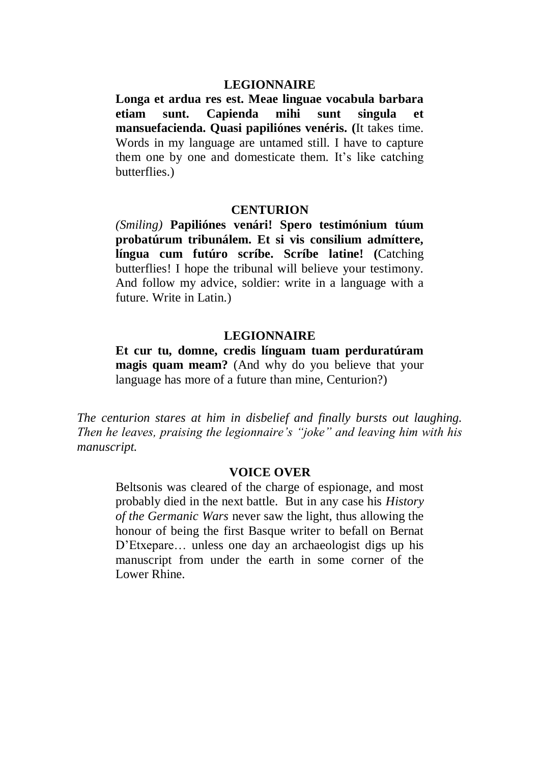**LEGIONNAIRE**

**Longa et ardua res est. Meae linguae vocabula barbara etiam sunt. Capienda mihi sunt singula et mansuefacienda. Quasi papiliónes venéris. (**It takes time. Words in my language are untamed still. I have to capture them one by one and domesticate them. It's like catching butterflies.)

**CENTURION**

*(Smiling)* **Papiliónes venári! Spero testimónium túum probatúrum tribunálem. Et si vis consilium admíttere, língua cum futúro scríbe. Scríbe latine! (**Catching butterflies! I hope the tribunal will believe your testimony. And follow my advice, soldier: write in a language with a future. Write in Latin.)

**LEGIONNAIRE**

**Et cur tu, domne, credis línguam tuam perduratúram magis quam meam?** (And why do you believe that your language has more of a future than mine, Centurion?)

*The centurion stares at him in disbelief and finally bursts out laughing. Then he leaves, praising the legionnaire's "joke" and leaving him with his manuscript.*

**VOICE OVER**

Beltsonis was cleared of the charge of espionage, and most probably died in the next battle. But in any case his *History of the Germanic Wars* never saw the light, thus allowing the honour of being the first Basque writer to befall on Bernat D'Etxepare… unless one day an archaeologist digs up his manuscript from under the earth in some corner of the Lower Rhine.